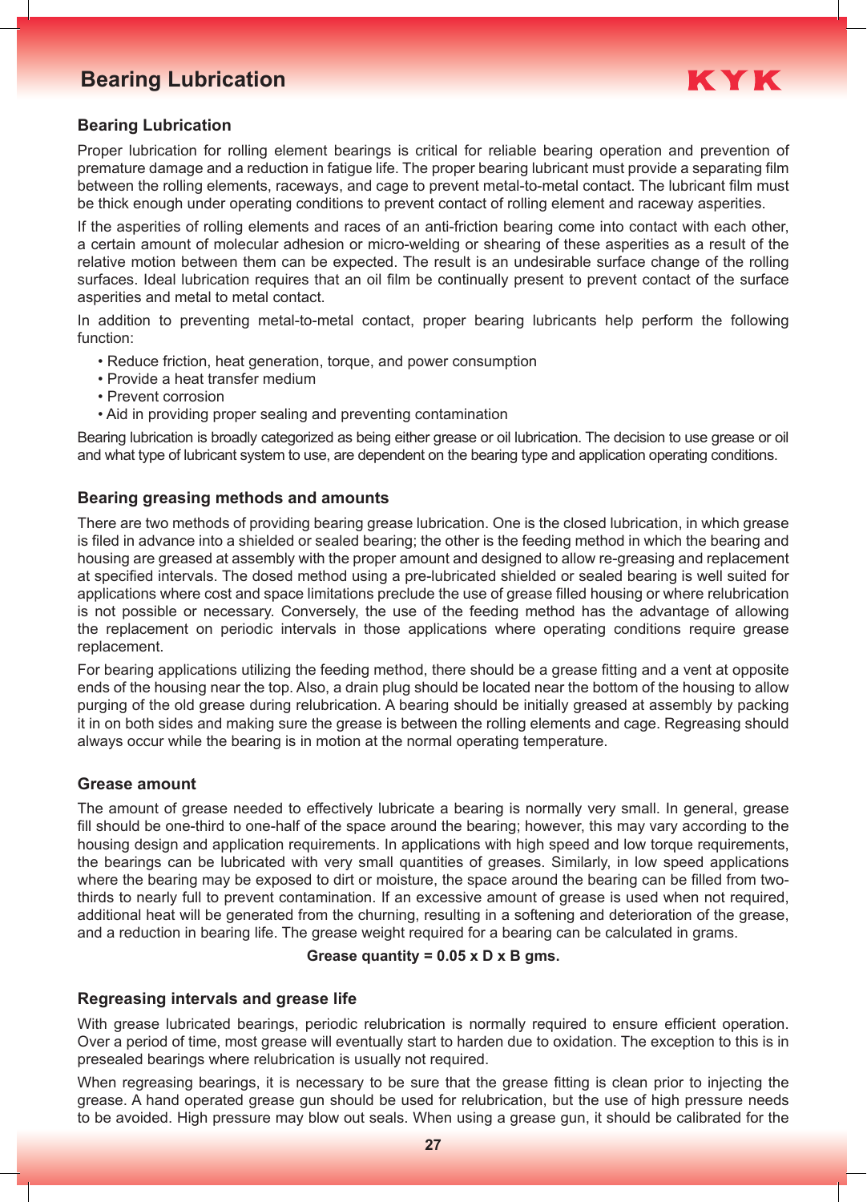# Bearing Lubrication

## Bearing Lubrication

Proper lubrication for rolling element bearings is critical for reliable bearing operation and prevention of premature damage and a reduction in fatigue life. The proper bearing lubricant must provide a separating film between the rolling elements, raceways, and cage to prevent metal-to-metal contact. The lubricant film must be thick enough under operating conditions to prevent contact of rolling element and raceway asperities.

If the asperities of rolling elements and races of an anti-friction bearing come into contact with each other, a certain amount of molecular adhesion or micro-welding or shearing of these asperities as a result of the relative motion between them can be expected. The result is an undesirable surface change of the rolling surfaces. Ideal lubrication requires that an oil film be continually present to prevent contact of the surface asperities and metal to metal contact.

In addition to preventing metal-to-metal contact, proper bearing lubricants help perform the following function:

- Reduce friction, heat generation, torque, and power consumption
- Provide a heat transfer medium
- Prevent corrosion
- Aid in providing proper sealing and preventing contamination

Bearing lubrication is broadly categorized as being either grease or oil lubrication. The decision to use grease or oil and what type of lubricant system to use, are dependent on the bearing type and application operating conditions.

## Bearing greasing methods and amounts

There are two methods of providing bearing grease lubrication. One is the closed lubrication, in which grease is filed in advance into a shielded or sealed bearing; the other is the feeding method in which the bearing and housing are greased at assembly with the proper amount and designed to allow re-greasing and replacement at specified intervals. The dosed method using a pre-lubricated shielded or sealed bearing is well suited for applications where cost and space limitations preclude the use of grease filled housing or where relubrication is not possible or necessary. Conversely, the use of the feeding method has the advantage of allowing the replacement on periodic intervals in those applications where operating conditions require grease replacement.

For bearing applications utilizing the feeding method, there should be a grease fitting and a vent at opposite ends of the housing near the top. Also, a drain plug should be located near the bottom of the housing to allow purging of the old grease during relubrication. A bearing should be initially greased at assembly by packing it in on both sides and making sure the grease is between the rolling elements and cage. Regreasing should always occur while the bearing is in motion at the normal operating temperature.

## Grease amount

The amount of grease needed to effectively lubricate a bearing is normally very small. In general, grease fill should be one-third to one-half of the space around the bearing; however, this may vary according to the housing design and application requirements. In applications with high speed and low torque requirements, the bearings can be lubricated with very small quantities of greases. Similarly, in low speed applications where the bearing may be exposed to dirt or moisture, the space around the bearing can be filled from two-thirds to nearly full to prevent contamination. If an excessive amount of grease is used when not required, additional heat will be generated from the churning, resulting in a softening and deterioration of the grease, and a reduction in bearing life. The grease weight required for a bearing can be calculated in grams.

**Grease quantity = 0.05 x D x B gms.**

## Regreasing intervals and grease life

With grease lubricated bearings, periodic relubrication is normally required to ensure efficient operation. Over a period of time, most grease will eventually start to harden due to oxidation. The exception to this is in presealed bearings where relubrication is usually not required.

When regreasing bearings, it is necessary to be sure that the grease fitting is clean prior to injecting the grease. A hand operated grease gun should be used for relubrication, but the use of high pressure needs to be avoided. High pressure may blow out seals. When using a grease gun, it should be calibrated for the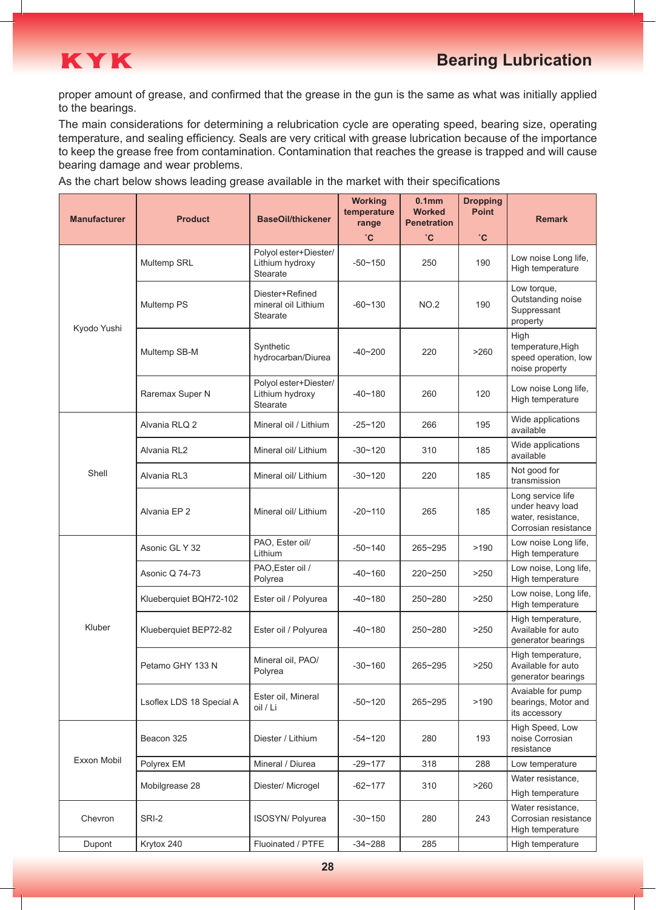proper amount of grease, and confirmed that the grease in the gun is the same as what was initially applied to the bearings.

The main considerations for determining a relubrication cycle are operating speed, bearing size, operating temperature, and sealing efficiency. Seals are very critical with grease lubrication because of the importance to keep the grease free from contamination. Contamination that reaches the grease is trapped and will cause bearing damage and wear problems.

As the chart below shows leading grease available in the market with their specifications

| Manufacturer | Product | BaseOil/thickener | Working temperature range ˚C | 0.1mm Worked Penetration ˚C | Dropping Point ˚C | Remark |
|---|---|---|---|---|---|---|
| Kyodo Yushi | Multemp SRL | Polyol ester+Diester/ Lithium hydroxy Stearate | -50~150 | 250 | 190 | Low noise Long life, High temperature |
| | Multemp PS | Diester+Refined mineral oil Lithium Stearate | -60~130 | NO.2 | 190 | Low torque, Outstanding noise Suppressant property |
| | Multemp SB-M | Synthetic hydrocarban/Diurea | -40~200 | 220 | >260 | High temperature,High speed operation, low noise property |
| | Raremax Super N | Polyol ester+Diester/ Lithium hydroxy Stearate | -40~180 | 260 | 120 | Low noise Long life, High temperature |
| Shell | Alvania RLQ 2 | Mineral oil / Lithium | -25~120 | 266 | 195 | Wide applications available |
| | Alvania RL2 | Mineral oil/ Lithium | -30~120 | 310 | 185 | Wide applications available |
| | Alvania RL3 | Mineral oil/ Lithium | -30~120 | 220 | 185 | Not good for transmission |
| | Alvania EP 2 | Mineral oil/ Lithium | -20~110 | 265 | 185 | Long service life under heavy load water, resistance, Corrosian resistance |
| Kluber | Asonic GL Y 32 | PAO, Ester oil/ Lithium | -50~140 | 265~295 | >190 | Low noise Long life, High temperature |
| | Asonic Q 74-73 | PAO,Ester oil / Polyrea | -40~160 | 220~250 | >250 | Low noise, Long life, High temperature |
| | Klueberquiet BQH72-102 | Ester oil / Polyurea | -40~180 | 250~280 | >250 | Low noise, Long life, High temperature |
| | Klueberquiet BEP72-82 | Ester oil / Polyurea | -40~180 | 250~280 | >250 | High temperature, Available for auto generator bearings |
| | Petamo GHY 133 N | Mineral oil, PAO/ Polyrea | -30~160 | 265~295 | >250 | High temperature, Available for auto generator bearings |
| | Lsoflex LDS 18 Special A | Ester oil, Mineral oil / Li | -50~120 | 265~295 | >190 | Avaiable for pump bearings, Motor and its accessory |
| Exxon Mobil | Beacon 325 | Diester / Lithium | -54~120 | 280 | 193 | High Speed, Low noise Corrosian resistance |
| | Polyrex EM | Mineral / Diurea | -29~177 | 318 | 288 | Low temperature |
| | Mobilgrease 28 | Diester/ Microgel | -62~177 | 310 | >260 | Water resistance, High temperature |
| Chevron | SRI-2 | ISOSYN/ Polyurea | -30~150 | 280 | 243 | Water resistance, Corrosian resistance High temperature |
| Dupont | Krytox 240 | Fluoinated / PTFE | -34~288 | 285 | | High temperature |